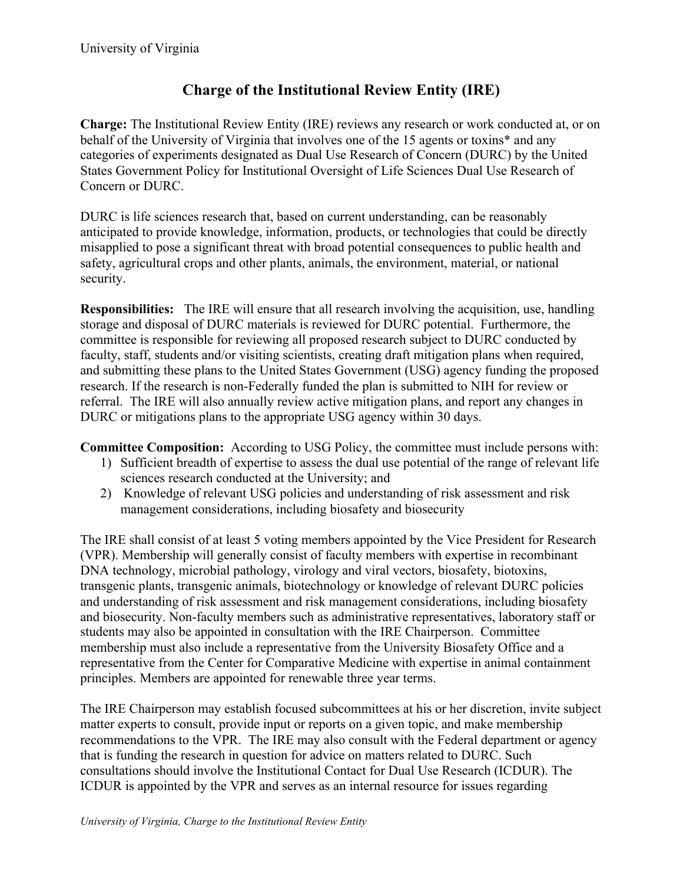University of Virginia

# Charge of the Institutional Review Entity (IRE)

**Charge:** The Institutional Review Entity (IRE) reviews any research or work conducted at, or on behalf of the University of Virginia that involves one of the 15 agents or toxins* and any categories of experiments designated as Dual Use Research of Concern (DURC) by the United States Government Policy for Institutional Oversight of Life Sciences Dual Use Research of Concern or DURC.

DURC is life sciences research that, based on current understanding, can be reasonably anticipated to provide knowledge, information, products, or technologies that could be directly misapplied to pose a significant threat with broad potential consequences to public health and safety, agricultural crops and other plants, animals, the environment, material, or national security.

**Responsibilities:** The IRE will ensure that all research involving the acquisition, use, handling storage and disposal of DURC materials is reviewed for DURC potential. Furthermore, the committee is responsible for reviewing all proposed research subject to DURC conducted by faculty, staff, students and/or visiting scientists, creating draft mitigation plans when required, and submitting these plans to the United States Government (USG) agency funding the proposed research. If the research is non-Federally funded the plan is submitted to NIH for review or referral. The IRE will also annually review active mitigation plans, and report any changes in DURC or mitigations plans to the appropriate USG agency within 30 days.

**Committee Composition:** According to USG Policy, the committee must include persons with:

1) Sufficient breadth of expertise to assess the dual use potential of the range of relevant life sciences research conducted at the University; and
2) Knowledge of relevant USG policies and understanding of risk assessment and risk management considerations, including biosafety and biosecurity

The IRE shall consist of at least 5 voting members appointed by the Vice President for Research (VPR). Membership will generally consist of faculty members with expertise in recombinant DNA technology, microbial pathology, virology and viral vectors, biosafety, biotoxins, transgenic plants, transgenic animals, biotechnology or knowledge of relevant DURC policies and understanding of risk assessment and risk management considerations, including biosafety and biosecurity. Non-faculty members such as administrative representatives, laboratory staff or students may also be appointed in consultation with the IRE Chairperson. Committee membership must also include a representative from the University Biosafety Office and a representative from the Center for Comparative Medicine with expertise in animal containment principles. Members are appointed for renewable three year terms.

The IRE Chairperson may establish focused subcommittees at his or her discretion, invite subject matter experts to consult, provide input or reports on a given topic, and make membership recommendations to the VPR. The IRE may also consult with the Federal department or agency that is funding the research in question for advice on matters related to DURC. Such consultations should involve the Institutional Contact for Dual Use Research (ICDUR). The ICDUR is appointed by the VPR and serves as an internal resource for issues regarding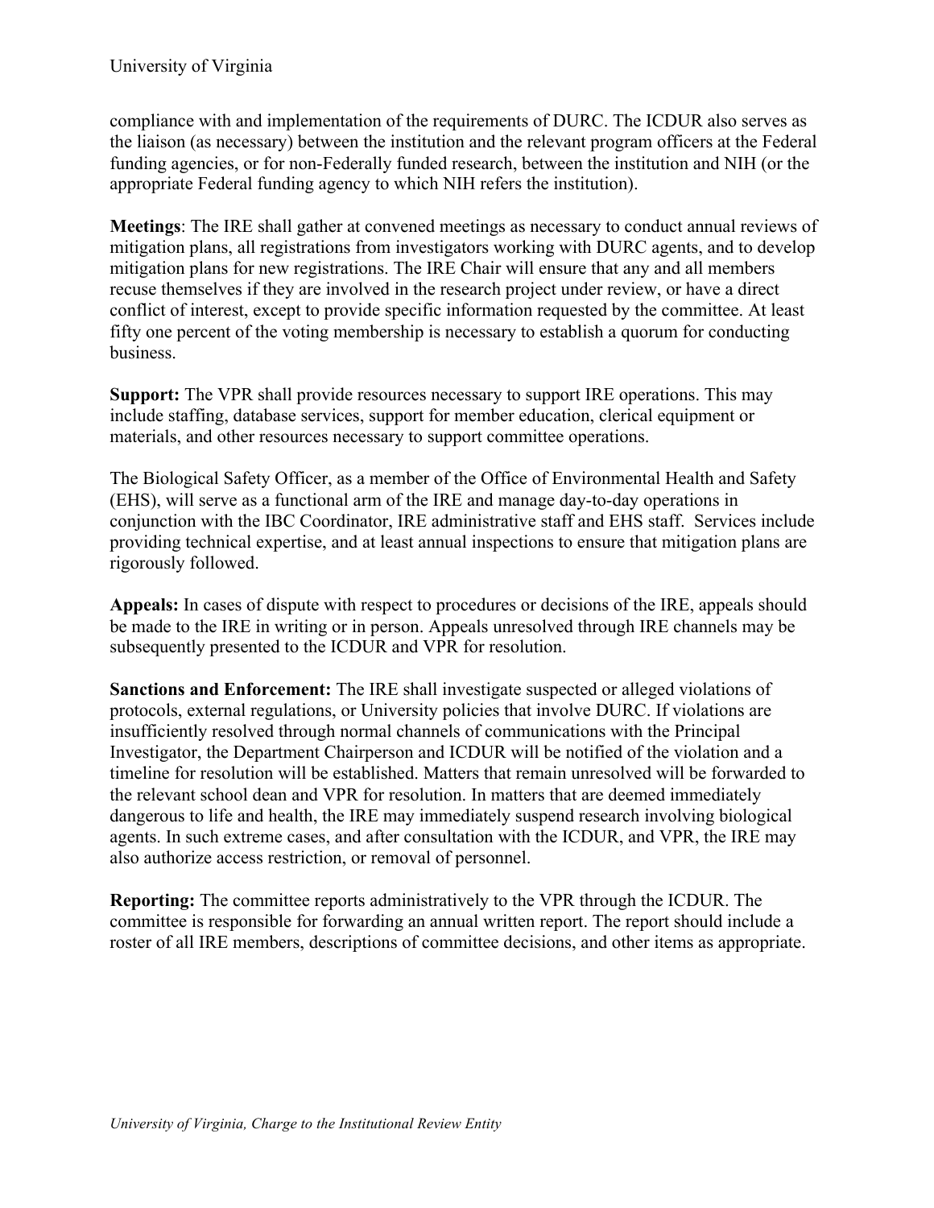compliance with and implementation of the requirements of DURC. The ICDUR also serves as the liaison (as necessary) between the institution and the relevant program officers at the Federal funding agencies, or for non-Federally funded research, between the institution and NIH (or the appropriate Federal funding agency to which NIH refers the institution).

**Meetings**: The IRE shall gather at convened meetings as necessary to conduct annual reviews of mitigation plans, all registrations from investigators working with DURC agents, and to develop mitigation plans for new registrations. The IRE Chair will ensure that any and all members recuse themselves if they are involved in the research project under review, or have a direct conflict of interest, except to provide specific information requested by the committee. At least fifty one percent of the voting membership is necessary to establish a quorum for conducting business.

**Support:** The VPR shall provide resources necessary to support IRE operations. This may include staffing, database services, support for member education, clerical equipment or materials, and other resources necessary to support committee operations.

The Biological Safety Officer, as a member of the Office of Environmental Health and Safety (EHS), will serve as a functional arm of the IRE and manage day-to-day operations in conjunction with the IBC Coordinator, IRE administrative staff and EHS staff. Services include providing technical expertise, and at least annual inspections to ensure that mitigation plans are rigorously followed.

**Appeals:** In cases of dispute with respect to procedures or decisions of the IRE, appeals should be made to the IRE in writing or in person. Appeals unresolved through IRE channels may be subsequently presented to the ICDUR and VPR for resolution.

**Sanctions and Enforcement:** The IRE shall investigate suspected or alleged violations of protocols, external regulations, or University policies that involve DURC. If violations are insufficiently resolved through normal channels of communications with the Principal Investigator, the Department Chairperson and ICDUR will be notified of the violation and a timeline for resolution will be established. Matters that remain unresolved will be forwarded to the relevant school dean and VPR for resolution. In matters that are deemed immediately dangerous to life and health, the IRE may immediately suspend research involving biological agents. In such extreme cases, and after consultation with the ICDUR, and VPR, the IRE may also authorize access restriction, or removal of personnel.

**Reporting:** The committee reports administratively to the VPR through the ICDUR. The committee is responsible for forwarding an annual written report. The report should include a roster of all IRE members, descriptions of committee decisions, and other items as appropriate.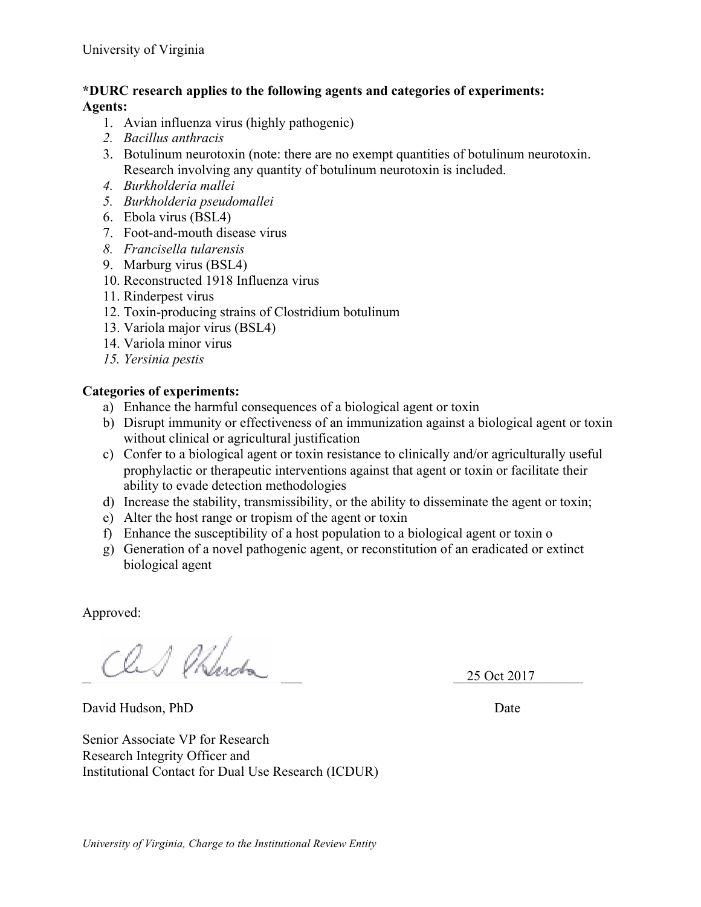**\*DURC research applies to the following agents and categories of experiments:**
**Agents:**

1. Avian influenza virus (highly pathogenic)
2. *Bacillus anthracis*
3. Botulinum neurotoxin (note: there are no exempt quantities of botulinum neurotoxin. Research involving any quantity of botulinum neurotoxin is included.
4. *Burkholderia mallei*
5. *Burkholderia pseudomallei*
6. Ebola virus (BSL4)
7. Foot-and-mouth disease virus
8. *Francisella tularensis*
9. Marburg virus (BSL4)
10. Reconstructed 1918 Influenza virus
11. Rinderpest virus
12. Toxin-producing strains of Clostridium botulinum
13. Variola major virus (BSL4)
14. Variola minor virus
15. *Yersinia pestis*

**Categories of experiments:**

a) Enhance the harmful consequences of a biological agent or toxin
b) Disrupt immunity or effectiveness of an immunization against a biological agent or toxin without clinical or agricultural justification
c) Confer to a biological agent or toxin resistance to clinically and/or agriculturally useful prophylactic or therapeutic interventions against that agent or toxin or facilitate their ability to evade detection methodologies
d) Increase the stability, transmissibility, or the ability to disseminate the agent or toxin;
e) Alter the host range or tropism of the agent or toxin
f) Enhance the susceptibility of a host population to a biological agent or toxin o
g) Generation of a novel pathogenic agent, or reconstitution of an eradicated or extinct biological agent

Approved:

______________________________ 25 Oct 2017

David Hudson, PhD Date

Senior Associate VP for Research
Research Integrity Officer and
Institutional Contact for Dual Use Research (ICDUR)